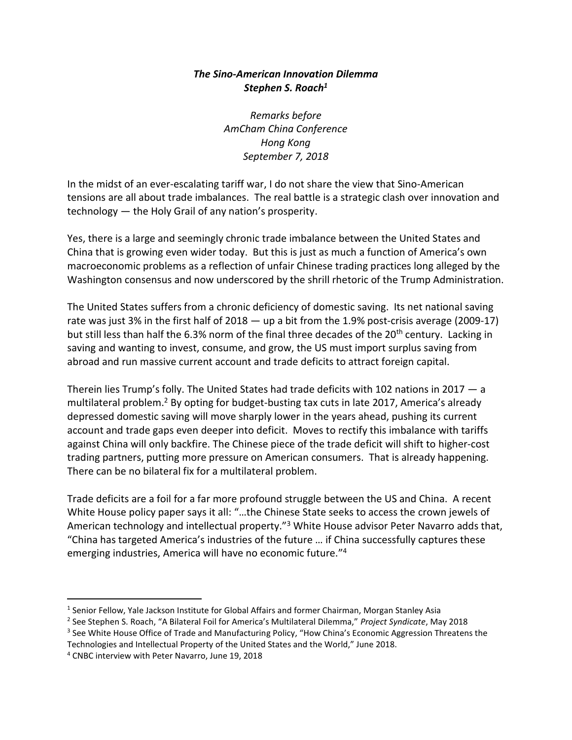***The Sino-American Innovation Dilemma***
***Stephen S. Roach[1]***

*Remarks before*
*AmCham China Conference*
*Hong Kong*
*September 7, 2018*

In the midst of an ever-escalating tariff war, I do not share the view that Sino-American tensions are all about trade imbalances. The real battle is a strategic clash over innovation and technology — the Holy Grail of any nation's prosperity.

Yes, there is a large and seemingly chronic trade imbalance between the United States and China that is growing even wider today. But this is just as much a function of America's own macroeconomic problems as a reflection of unfair Chinese trading practices long alleged by the Washington consensus and now underscored by the shrill rhetoric of the Trump Administration.

The United States suffers from a chronic deficiency of domestic saving. Its net national saving rate was just 3% in the first half of 2018 — up a bit from the 1.9% post-crisis average (2009-17) but still less than half the 6.3% norm of the final three decades of the 20th century. Lacking in saving and wanting to invest, consume, and grow, the US must import surplus saving from abroad and run massive current account and trade deficits to attract foreign capital.

Therein lies Trump's folly. The United States had trade deficits with 102 nations in 2017 — a multilateral problem.[2] By opting for budget-busting tax cuts in late 2017, America's already depressed domestic saving will move sharply lower in the years ahead, pushing its current account and trade gaps even deeper into deficit. Moves to rectify this imbalance with tariffs against China will only backfire. The Chinese piece of the trade deficit will shift to higher-cost trading partners, putting more pressure on American consumers. That is already happening. There can be no bilateral fix for a multilateral problem.

Trade deficits are a foil for a far more profound struggle between the US and China. A recent White House policy paper says it all: "…the Chinese State seeks to access the crown jewels of American technology and intellectual property."[3] White House advisor Peter Navarro adds that, "China has targeted America's industries of the future … if China successfully captures these emerging industries, America will have no economic future."[4]

---

[1] Senior Fellow, Yale Jackson Institute for Global Affairs and former Chairman, Morgan Stanley Asia

[2] See Stephen S. Roach, "A Bilateral Foil for America's Multilateral Dilemma," *Project Syndicate*, May 2018

[3] See White House Office of Trade and Manufacturing Policy, "How China's Economic Aggression Threatens the Technologies and Intellectual Property of the United States and the World," June 2018.

[4] CNBC interview with Peter Navarro, June 19, 2018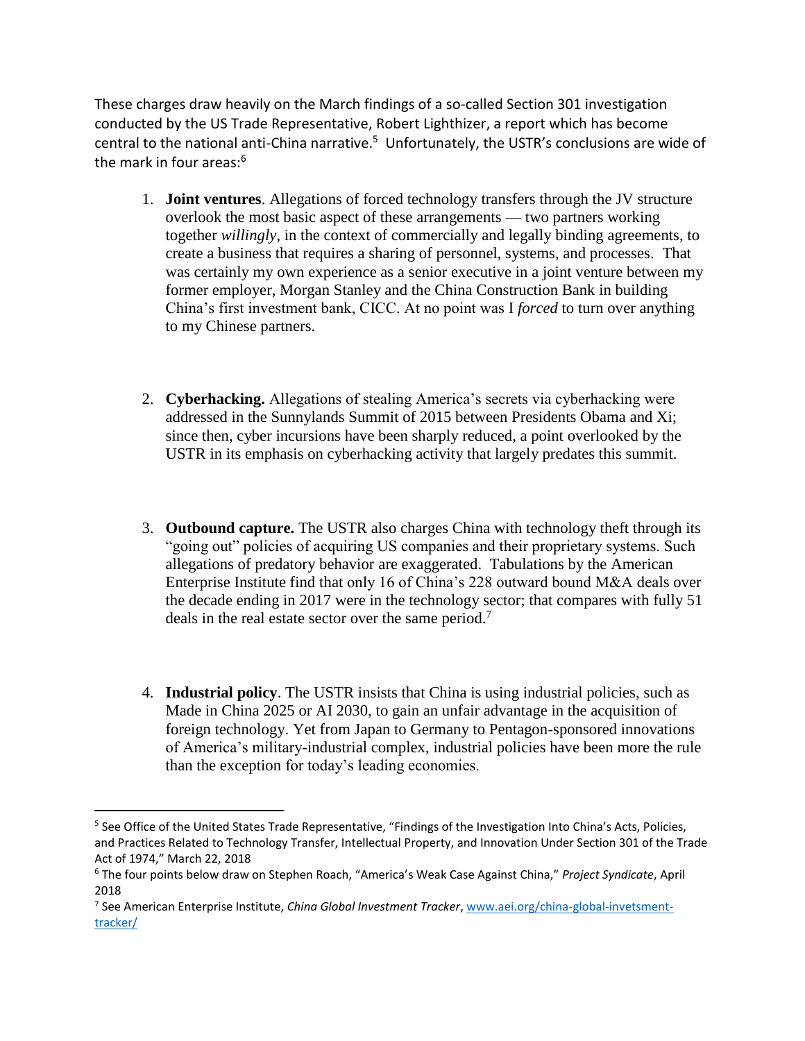These charges draw heavily on the March findings of a so-called Section 301 investigation conducted by the US Trade Representative, Robert Lighthizer, a report which has become central to the national anti-China narrative.[5] Unfortunately, the USTR's conclusions are wide of the mark in four areas:[6]

1. **Joint ventures**. Allegations of forced technology transfers through the JV structure overlook the most basic aspect of these arrangements — two partners working together *willingly*, in the context of commercially and legally binding agreements, to create a business that requires a sharing of personnel, systems, and processes. That was certainly my own experience as a senior executive in a joint venture between my former employer, Morgan Stanley and the China Construction Bank in building China's first investment bank, CICC. At no point was I *forced* to turn over anything to my Chinese partners.

2. **Cyberhacking.** Allegations of stealing America's secrets via cyberhacking were addressed in the Sunnylands Summit of 2015 between Presidents Obama and Xi; since then, cyber incursions have been sharply reduced, a point overlooked by the USTR in its emphasis on cyberhacking activity that largely predates this summit.

3. **Outbound capture.** The USTR also charges China with technology theft through its "going out" policies of acquiring US companies and their proprietary systems. Such allegations of predatory behavior are exaggerated. Tabulations by the American Enterprise Institute find that only 16 of China's 228 outward bound M&A deals over the decade ending in 2017 were in the technology sector; that compares with fully 51 deals in the real estate sector over the same period.[7]

4. **Industrial policy**. The USTR insists that China is using industrial policies, such as Made in China 2025 or AI 2030, to gain an unfair advantage in the acquisition of foreign technology. Yet from Japan to Germany to Pentagon-sponsored innovations of America's military-industrial complex, industrial policies have been more the rule than the exception for today's leading economies.

---

[5] See Office of the United States Trade Representative, "Findings of the Investigation Into China's Acts, Policies, and Practices Related to Technology Transfer, Intellectual Property, and Innovation Under Section 301 of the Trade Act of 1974," March 22, 2018

[6] The four points below draw on Stephen Roach, "America's Weak Case Against China," *Project Syndicate*, April 2018

[7] See American Enterprise Institute, *China Global Investment Tracker*, [www.aei.org/china-global-invetsment-tracker/](www.aei.org/china-global-invetsment-tracker/)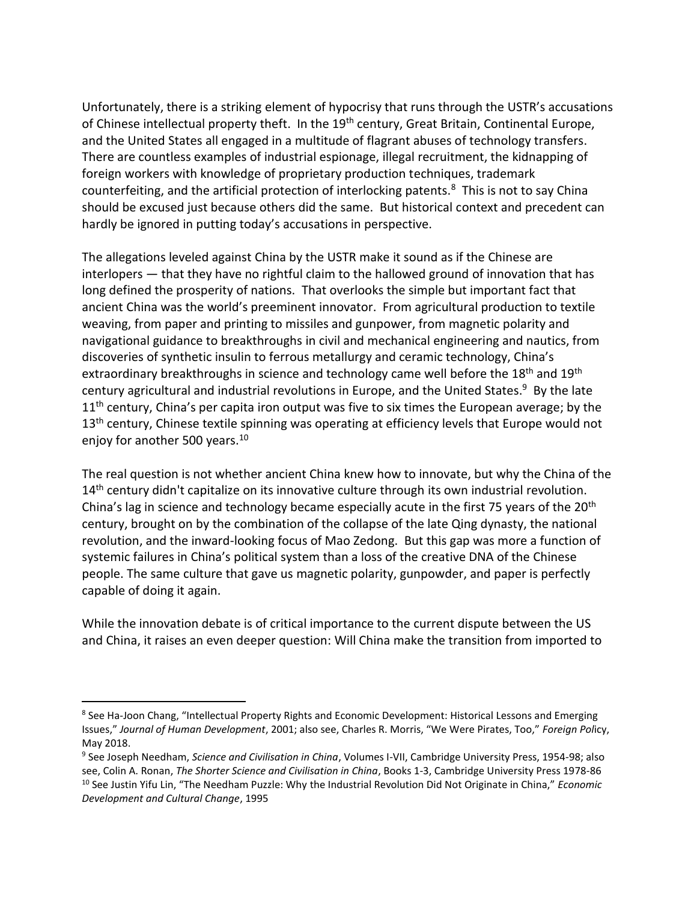Unfortunately, there is a striking element of hypocrisy that runs through the USTR's accusations of Chinese intellectual property theft. In the 19th century, Great Britain, Continental Europe, and the United States all engaged in a multitude of flagrant abuses of technology transfers. There are countless examples of industrial espionage, illegal recruitment, the kidnapping of foreign workers with knowledge of proprietary production techniques, trademark counterfeiting, and the artificial protection of interlocking patents.[8] This is not to say China should be excused just because others did the same. But historical context and precedent can hardly be ignored in putting today's accusations in perspective.

The allegations leveled against China by the USTR make it sound as if the Chinese are interlopers — that they have no rightful claim to the hallowed ground of innovation that has long defined the prosperity of nations. That overlooks the simple but important fact that ancient China was the world's preeminent innovator. From agricultural production to textile weaving, from paper and printing to missiles and gunpowder, from magnetic polarity and navigational guidance to breakthroughs in civil and mechanical engineering and nautics, from discoveries of synthetic insulin to ferrous metallurgy and ceramic technology, China's extraordinary breakthroughs in science and technology came well before the 18th and 19th century agricultural and industrial revolutions in Europe, and the United States.[9] By the late 11th century, China's per capita iron output was five to six times the European average; by the 13th century, Chinese textile spinning was operating at efficiency levels that Europe would not enjoy for another 500 years.[10]

The real question is not whether ancient China knew how to innovate, but why the China of the 14th century didn't capitalize on its innovative culture through its own industrial revolution. China's lag in science and technology became especially acute in the first 75 years of the 20th century, brought on by the combination of the collapse of the late Qing dynasty, the national revolution, and the inward-looking focus of Mao Zedong. But this gap was more a function of systemic failures in China's political system than a loss of the creative DNA of the Chinese people. The same culture that gave us magnetic polarity, gunpowder, and paper is perfectly capable of doing it again.

While the innovation debate is of critical importance to the current dispute between the US and China, it raises an even deeper question: Will China make the transition from imported to

---

[8] See Ha-Joon Chang, "Intellectual Property Rights and Economic Development: Historical Lessons and Emerging Issues," *Journal of Human Development*, 2001; also see, Charles R. Morris, "We Were Pirates, Too," *Foreign Policy*, May 2018.

[9] See Joseph Needham, *Science and Civilisation in China*, Volumes I-VII, Cambridge University Press, 1954-98; also see, Colin A. Ronan, *The Shorter Science and Civilisation in China*, Books 1-3, Cambridge University Press 1978-86

[10] See Justin Yifu Lin, "The Needham Puzzle: Why the Industrial Revolution Did Not Originate in China," *Economic Development and Cultural Change*, 1995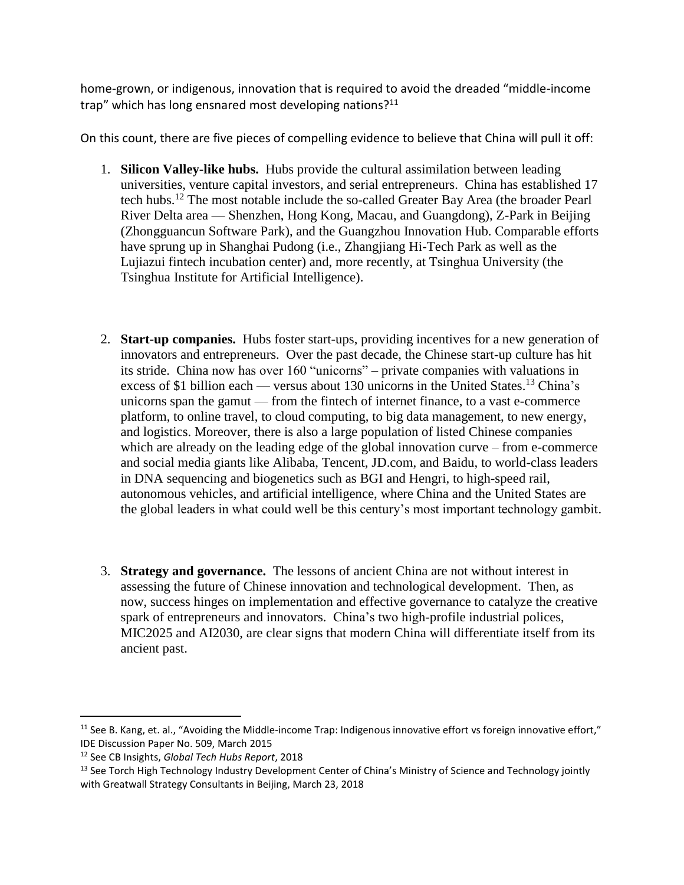home-grown, or indigenous, innovation that is required to avoid the dreaded "middle-income trap" which has long ensnared most developing nations?[11]

On this count, there are five pieces of compelling evidence to believe that China will pull it off:

1. **Silicon Valley-like hubs.** Hubs provide the cultural assimilation between leading universities, venture capital investors, and serial entrepreneurs. China has established 17 tech hubs.[12] The most notable include the so-called Greater Bay Area (the broader Pearl River Delta area — Shenzhen, Hong Kong, Macau, and Guangdong), Z-Park in Beijing (Zhongguancun Software Park), and the Guangzhou Innovation Hub. Comparable efforts have sprung up in Shanghai Pudong (i.e., Zhangjiang Hi-Tech Park as well as the Lujiazui fintech incubation center) and, more recently, at Tsinghua University (the Tsinghua Institute for Artificial Intelligence).

2. **Start-up companies.** Hubs foster start-ups, providing incentives for a new generation of innovators and entrepreneurs. Over the past decade, the Chinese start-up culture has hit its stride. China now has over 160 "unicorns" – private companies with valuations in excess of $1 billion each — versus about 130 unicorns in the United States.[13] China's unicorns span the gamut — from the fintech of internet finance, to a vast e-commerce platform, to online travel, to cloud computing, to big data management, to new energy, and logistics. Moreover, there is also a large population of listed Chinese companies which are already on the leading edge of the global innovation curve – from e-commerce and social media giants like Alibaba, Tencent, JD.com, and Baidu, to world-class leaders in DNA sequencing and biogenetics such as BGI and Hengri, to high-speed rail, autonomous vehicles, and artificial intelligence, where China and the United States are the global leaders in what could well be this century's most important technology gambit.

3. **Strategy and governance.** The lessons of ancient China are not without interest in assessing the future of Chinese innovation and technological development. Then, as now, success hinges on implementation and effective governance to catalyze the creative spark of entrepreneurs and innovators. China's two high-profile industrial polices, MIC2025 and AI2030, are clear signs that modern China will differentiate itself from its ancient past.

---

[11] See B. Kang, et. al., "Avoiding the Middle-income Trap: Indigenous innovative effort vs foreign innovative effort," IDE Discussion Paper No. 509, March 2015

[12] See CB Insights, *Global Tech Hubs Report*, 2018

[13] See Torch High Technology Industry Development Center of China's Ministry of Science and Technology jointly with Greatwall Strategy Consultants in Beijing, March 23, 2018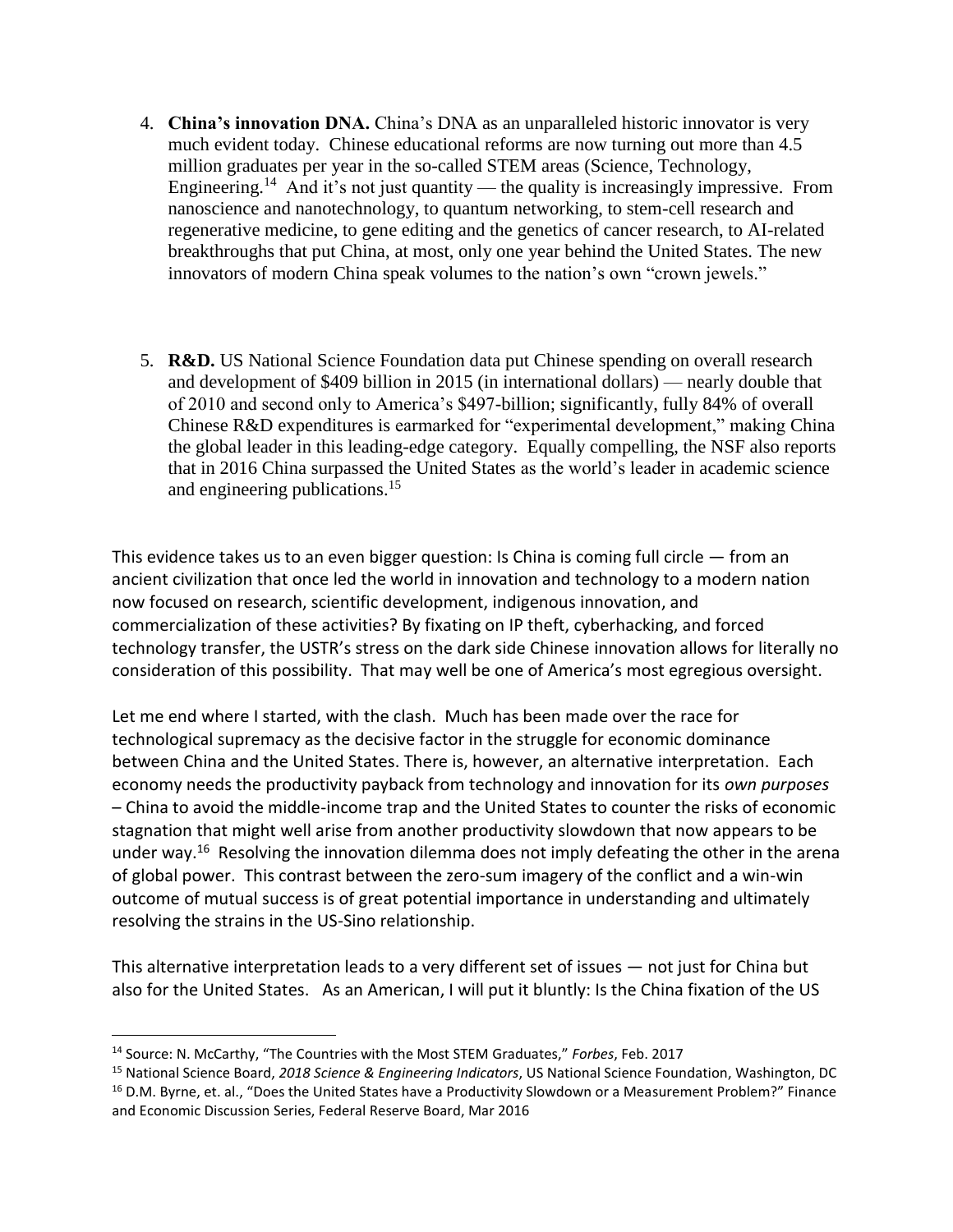4. **China's innovation DNA.** China's DNA as an unparalleled historic innovator is very much evident today. Chinese educational reforms are now turning out more than 4.5 million graduates per year in the so-called STEM areas (Science, Technology, Engineering.[14] And it's not just quantity — the quality is increasingly impressive. From nanoscience and nanotechnology, to quantum networking, to stem-cell research and regenerative medicine, to gene editing and the genetics of cancer research, to AI-related breakthroughs that put China, at most, only one year behind the United States. The new innovators of modern China speak volumes to the nation's own "crown jewels."

5. **R&D.** US National Science Foundation data put Chinese spending on overall research and development of $409 billion in 2015 (in international dollars) — nearly double that of 2010 and second only to America's $497-billion; significantly, fully 84% of overall Chinese R&D expenditures is earmarked for "experimental development," making China the global leader in this leading-edge category. Equally compelling, the NSF also reports that in 2016 China surpassed the United States as the world's leader in academic science and engineering publications.[15]

This evidence takes us to an even bigger question: Is China is coming full circle — from an ancient civilization that once led the world in innovation and technology to a modern nation now focused on research, scientific development, indigenous innovation, and commercialization of these activities? By fixating on IP theft, cyberhacking, and forced technology transfer, the USTR's stress on the dark side Chinese innovation allows for literally no consideration of this possibility. That may well be one of America's most egregious oversight.

Let me end where I started, with the clash. Much has been made over the race for technological supremacy as the decisive factor in the struggle for economic dominance between China and the United States. There is, however, an alternative interpretation. Each economy needs the productivity payback from technology and innovation for its *own purposes* – China to avoid the middle-income trap and the United States to counter the risks of economic stagnation that might well arise from another productivity slowdown that now appears to be under way.[16] Resolving the innovation dilemma does not imply defeating the other in the arena of global power. This contrast between the zero-sum imagery of the conflict and a win-win outcome of mutual success is of great potential importance in understanding and ultimately resolving the strains in the US-Sino relationship.

This alternative interpretation leads to a very different set of issues — not just for China but also for the United States. As an American, I will put it bluntly: Is the China fixation of the US

---

[14] Source: N. McCarthy, "The Countries with the Most STEM Graduates," *Forbes*, Feb. 2017

[15] National Science Board, *2018 Science & Engineering Indicators*, US National Science Foundation, Washington, DC

[16] D.M. Byrne, et. al., "Does the United States have a Productivity Slowdown or a Measurement Problem?" Finance and Economic Discussion Series, Federal Reserve Board, Mar 2016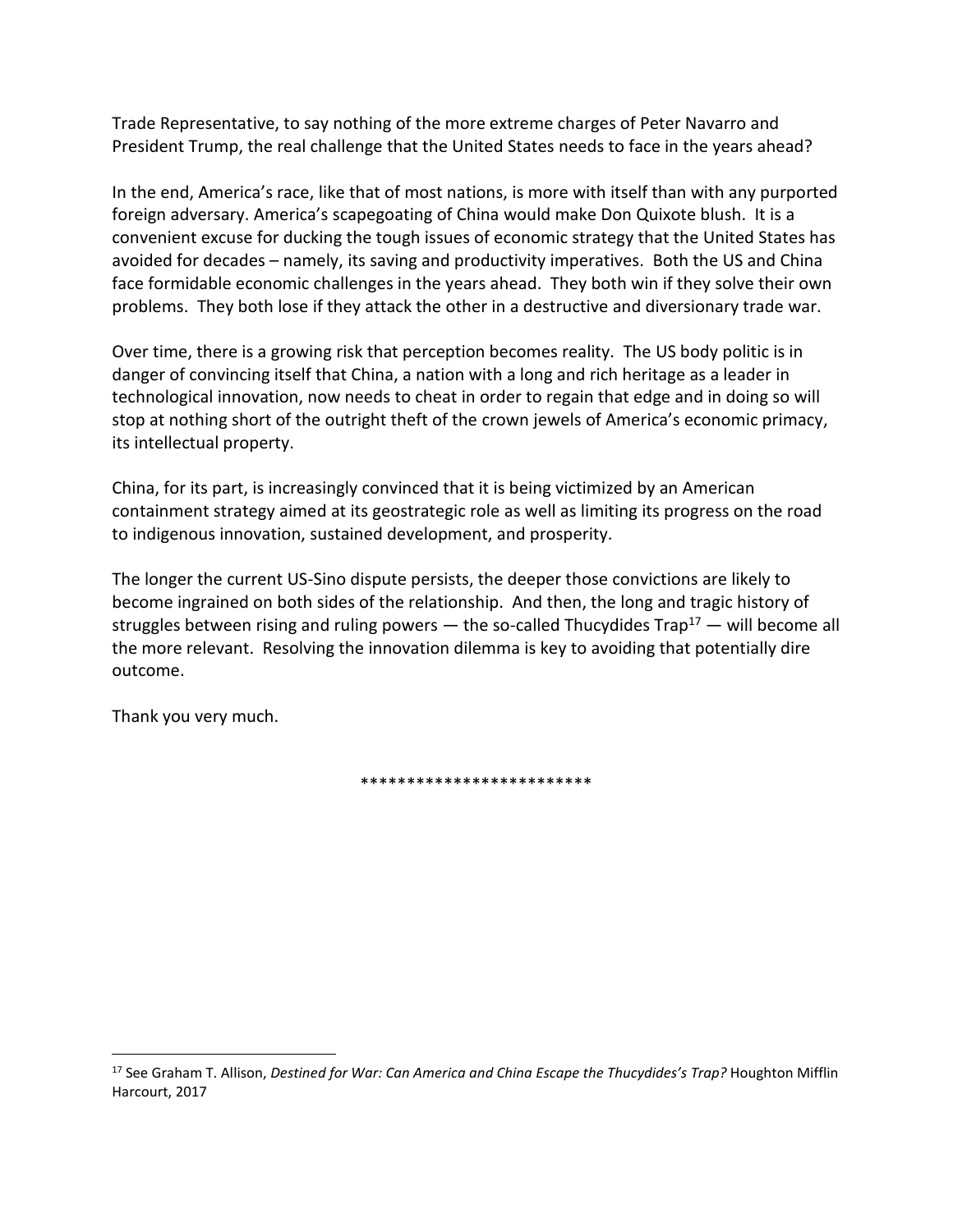Trade Representative, to say nothing of the more extreme charges of Peter Navarro and President Trump, the real challenge that the United States needs to face in the years ahead?

In the end, America's race, like that of most nations, is more with itself than with any purported foreign adversary. America's scapegoating of China would make Don Quixote blush. It is a convenient excuse for ducking the tough issues of economic strategy that the United States has avoided for decades – namely, its saving and productivity imperatives. Both the US and China face formidable economic challenges in the years ahead. They both win if they solve their own problems. They both lose if they attack the other in a destructive and diversionary trade war.

Over time, there is a growing risk that perception becomes reality. The US body politic is in danger of convincing itself that China, a nation with a long and rich heritage as a leader in technological innovation, now needs to cheat in order to regain that edge and in doing so will stop at nothing short of the outright theft of the crown jewels of America's economic primacy, its intellectual property.

China, for its part, is increasingly convinced that it is being victimized by an American containment strategy aimed at its geostrategic role as well as limiting its progress on the road to indigenous innovation, sustained development, and prosperity.

The longer the current US-Sino dispute persists, the deeper those convictions are likely to become ingrained on both sides of the relationship. And then, the long and tragic history of struggles between rising and ruling powers — the so-called Thucydides Trap[17] — will become all the more relevant. Resolving the innovation dilemma is key to avoiding that potentially dire outcome.

Thank you very much.

*************************

[17] See Graham T. Allison, *Destined for War: Can America and China Escape the Thucydides's Trap?* Houghton Mifflin Harcourt, 2017